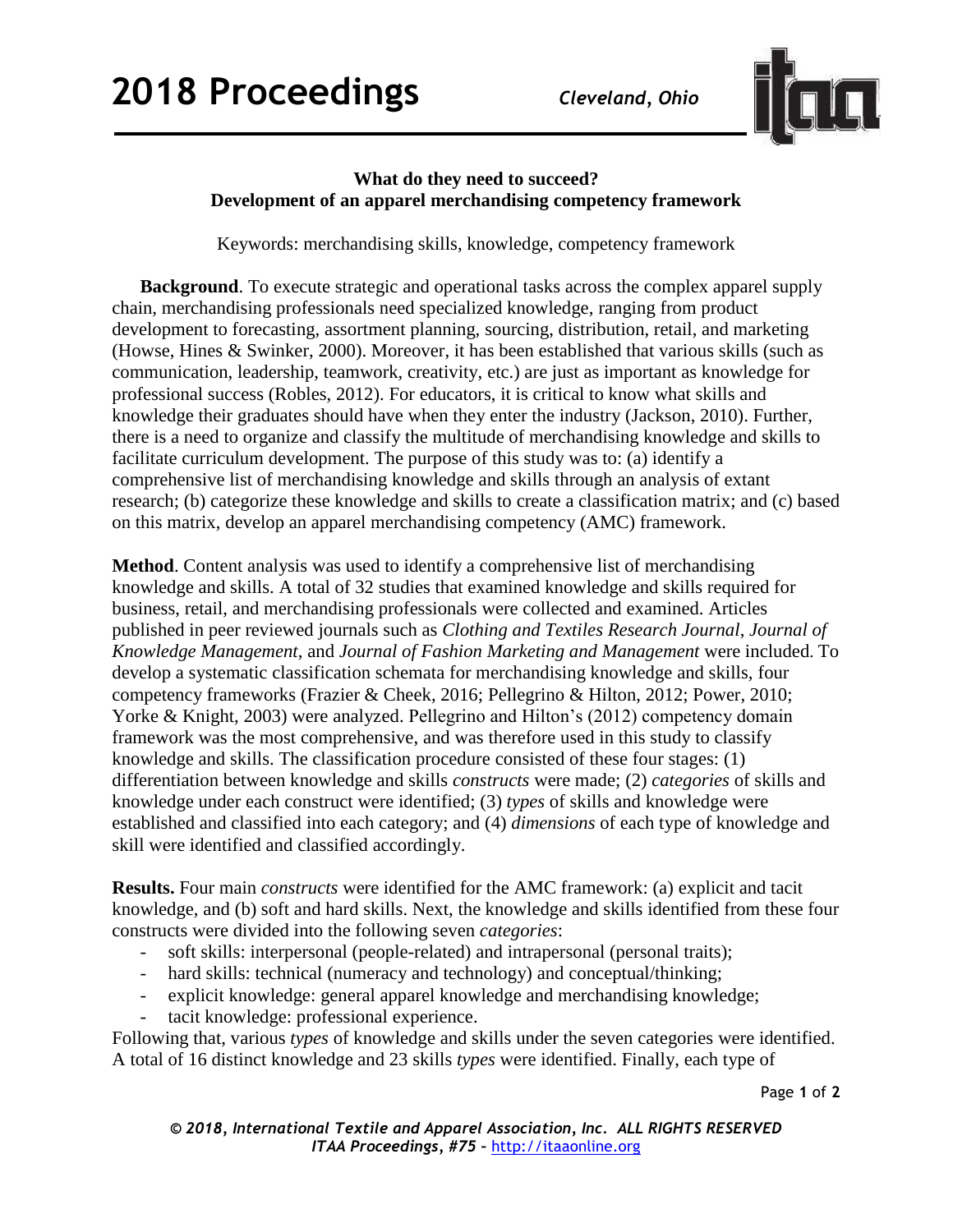**What do they need to succeed?**
**Development of an apparel merchandising competency framework**

Keywords: merchandising skills, knowledge, competency framework

**Background**. To execute strategic and operational tasks across the complex apparel supply chain, merchandising professionals need specialized knowledge, ranging from product development to forecasting, assortment planning, sourcing, distribution, retail, and marketing (Howse, Hines & Swinker, 2000). Moreover, it has been established that various skills (such as communication, leadership, teamwork, creativity, etc.) are just as important as knowledge for professional success (Robles, 2012). For educators, it is critical to know what skills and knowledge their graduates should have when they enter the industry (Jackson, 2010). Further, there is a need to organize and classify the multitude of merchandising knowledge and skills to facilitate curriculum development. The purpose of this study was to: (a) identify a comprehensive list of merchandising knowledge and skills through an analysis of extant research; (b) categorize these knowledge and skills to create a classification matrix; and (c) based on this matrix, develop an apparel merchandising competency (AMC) framework.

**Method**. Content analysis was used to identify a comprehensive list of merchandising knowledge and skills. A total of 32 studies that examined knowledge and skills required for business, retail, and merchandising professionals were collected and examined. Articles published in peer reviewed journals such as *Clothing and Textiles Research Journal*, *Journal of Knowledge Management*, and *Journal of Fashion Marketing and Management* were included. To develop a systematic classification schemata for merchandising knowledge and skills, four competency frameworks (Frazier & Cheek, 2016; Pellegrino & Hilton, 2012; Power, 2010; Yorke & Knight, 2003) were analyzed. Pellegrino and Hilton's (2012) competency domain framework was the most comprehensive, and was therefore used in this study to classify knowledge and skills. The classification procedure consisted of these four stages: (1) differentiation between knowledge and skills *constructs* were made; (2) *categories* of skills and knowledge under each construct were identified; (3) *types* of skills and knowledge were established and classified into each category; and (4) *dimensions* of each type of knowledge and skill were identified and classified accordingly.

**Results.** Four main *constructs* were identified for the AMC framework: (a) explicit and tacit knowledge, and (b) soft and hard skills. Next, the knowledge and skills identified from these four constructs were divided into the following seven *categories*:

- soft skills: interpersonal (people-related) and intrapersonal (personal traits);
- hard skills: technical (numeracy and technology) and conceptual/thinking;
- explicit knowledge: general apparel knowledge and merchandising knowledge;
- tacit knowledge: professional experience.

Following that, various *types* of knowledge and skills under the seven categories were identified. A total of 16 distinct knowledge and 23 skills *types* were identified. Finally, each type of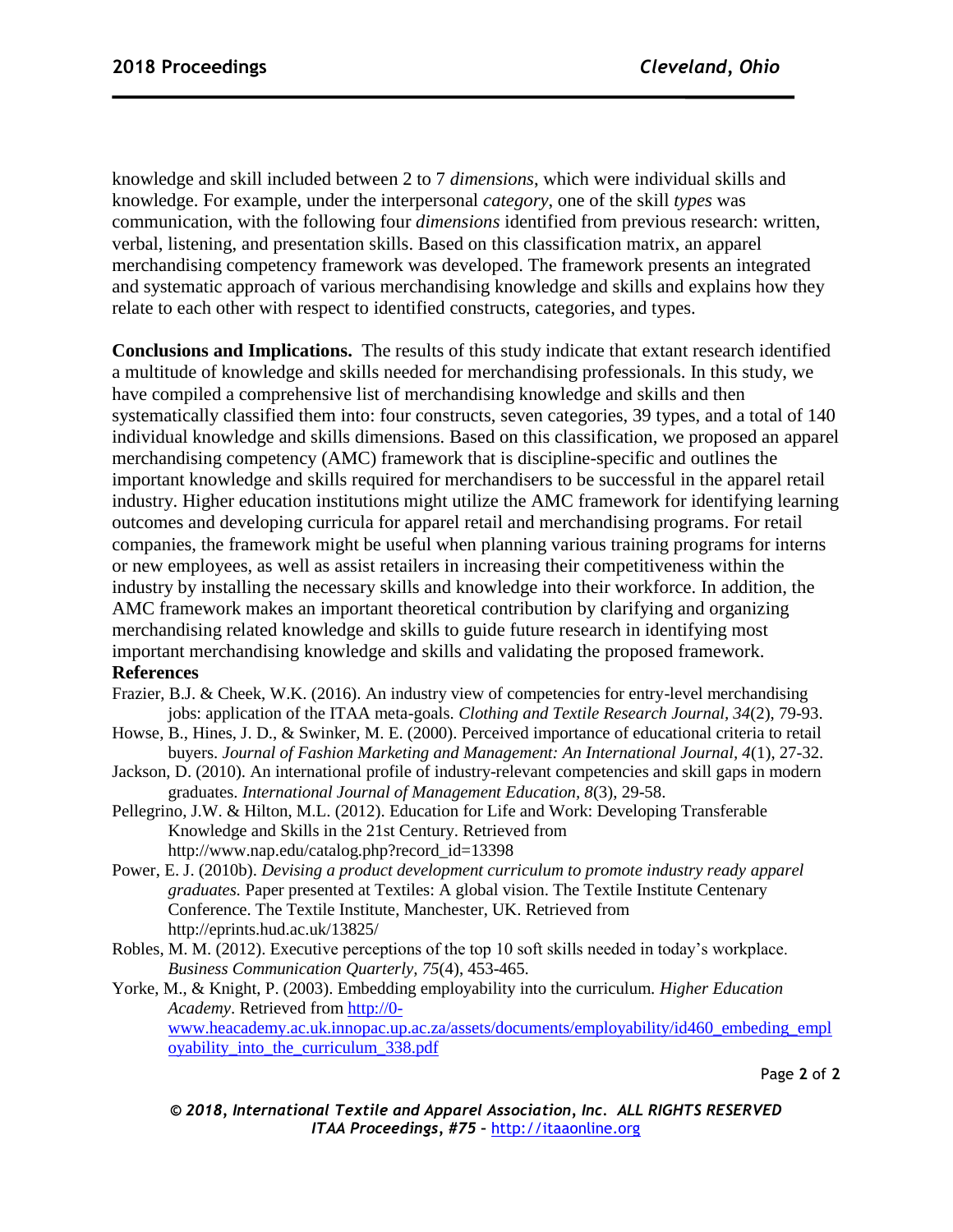knowledge and skill included between 2 to 7 *dimensions*, which were individual skills and knowledge. For example, under the interpersonal *category*, one of the skill *types* was communication, with the following four *dimensions* identified from previous research: written, verbal, listening, and presentation skills. Based on this classification matrix, an apparel merchandising competency framework was developed. The framework presents an integrated and systematic approach of various merchandising knowledge and skills and explains how they relate to each other with respect to identified constructs, categories, and types.

**Conclusions and Implications.** The results of this study indicate that extant research identified a multitude of knowledge and skills needed for merchandising professionals. In this study, we have compiled a comprehensive list of merchandising knowledge and skills and then systematically classified them into: four constructs, seven categories, 39 types, and a total of 140 individual knowledge and skills dimensions. Based on this classification, we proposed an apparel merchandising competency (AMC) framework that is discipline-specific and outlines the important knowledge and skills required for merchandisers to be successful in the apparel retail industry. Higher education institutions might utilize the AMC framework for identifying learning outcomes and developing curricula for apparel retail and merchandising programs. For retail companies, the framework might be useful when planning various training programs for interns or new employees, as well as assist retailers in increasing their competitiveness within the industry by installing the necessary skills and knowledge into their workforce. In addition, the AMC framework makes an important theoretical contribution by clarifying and organizing merchandising related knowledge and skills to guide future research in identifying most important merchandising knowledge and skills and validating the proposed framework.

**References**

Frazier, B.J. & Cheek, W.K. (2016). An industry view of competencies for entry-level merchandising jobs: application of the ITAA meta-goals. *Clothing and Textile Research Journal, 34*(2), 79-93.

Howse, B., Hines, J. D., & Swinker, M. E. (2000). Perceived importance of educational criteria to retail buyers. *Journal of Fashion Marketing and Management: An International Journal, 4*(1), 27-32.

Jackson, D. (2010). An international profile of industry-relevant competencies and skill gaps in modern graduates. *International Journal of Management Education, 8*(3), 29-58.

Pellegrino, J.W. & Hilton, M.L. (2012). Education for Life and Work: Developing Transferable Knowledge and Skills in the 21st Century. Retrieved from http://www.nap.edu/catalog.php?record_id=13398

Power, E. J. (2010b). *Devising a product development curriculum to promote industry ready apparel graduates.* Paper presented at Textiles: A global vision. The Textile Institute Centenary Conference. The Textile Institute, Manchester, UK. Retrieved from http://eprints.hud.ac.uk/13825/

Robles, M. M. (2012). Executive perceptions of the top 10 soft skills needed in today's workplace. *Business Communication Quarterly, 75*(4), 453-465.

Yorke, M., & Knight, P. (2003). Embedding employability into the curriculum. *Higher Education Academy*. Retrieved from http://0-www.heacademy.ac.uk.innopac.up.ac.za/assets/documents/employability/id460_embeding_employability_into_the_curriculum_338.pdf